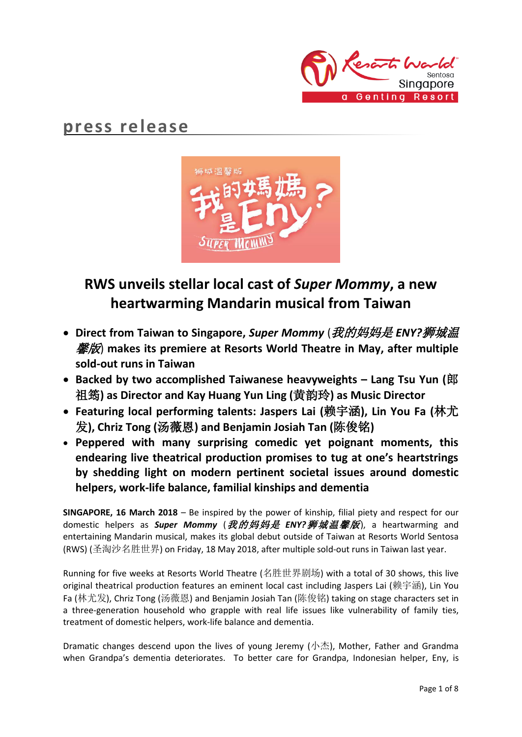press release

# RWS unveils stellar local cast of *Super Mommy*, a new heartwarming Mandarin musical from Taiwan

- **Direct from Taiwan to Singapore, *Super Mommy* (*我的妈妈是 ENY?狮城温馨版*) makes its premiere at Resorts World Theatre in May, after multiple sold-out runs in Taiwan**
- **Backed by two accomplished Taiwanese heavyweights – Lang Tsu Yun (郎祖筠) as Director and Kay Huang Yun Ling (黄韵玲) as Music Director**
- **Featuring local performing talents: Jaspers Lai (赖宇涵), Lin You Fa (林尤发), Chriz Tong (汤薇恩) and Benjamin Josiah Tan (陈俊铭)**
- **Peppered with many surprising comedic yet poignant moments, this endearing live theatrical production promises to tug at one's heartstrings by shedding light on modern pertinent societal issues around domestic helpers, work-life balance, familial kinships and dementia**

**SINGAPORE, 16 March 2018** – Be inspired by the power of kinship, filial piety and respect for our domestic helpers as ***Super Mommy*** (***我的妈妈是 ENY?狮城温馨版***), a heartwarming and entertaining Mandarin musical, makes its global debut outside of Taiwan at Resorts World Sentosa (RWS) (圣淘沙名胜世界) on Friday, 18 May 2018, after multiple sold-out runs in Taiwan last year.

Running for five weeks at Resorts World Theatre (名胜世界剧场) with a total of 30 shows, this live original theatrical production features an eminent local cast including Jaspers Lai (赖宇涵), Lin You Fa (林尤发), Chriz Tong (汤薇恩) and Benjamin Josiah Tan (陈俊铭) taking on stage characters set in a three-generation household who grapple with real life issues like vulnerability of family ties, treatment of domestic helpers, work-life balance and dementia.

Dramatic changes descend upon the lives of young Jeremy (小杰), Mother, Father and Grandma when Grandpa's dementia deteriorates. To better care for Grandpa, Indonesian helper, Eny, is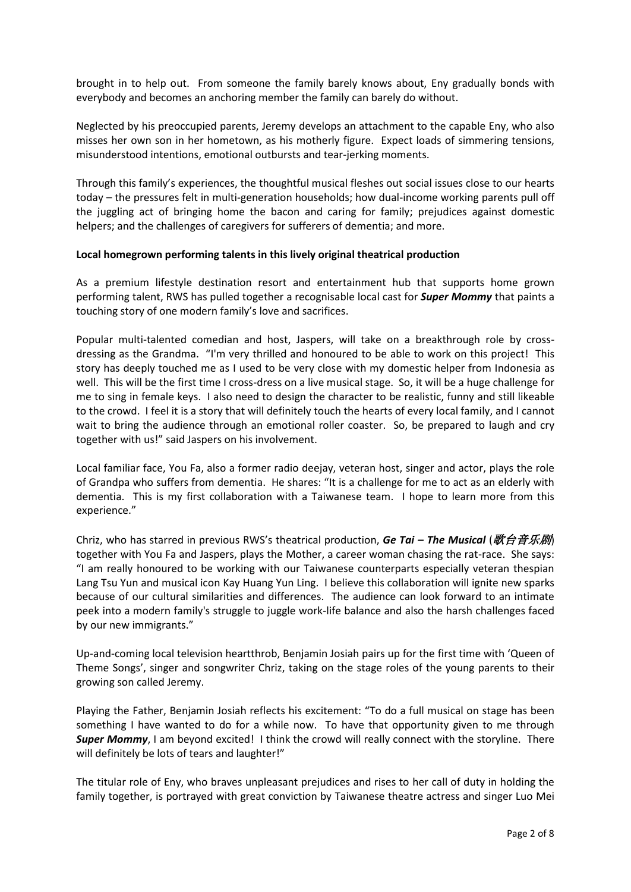brought in to help out. From someone the family barely knows about, Eny gradually bonds with everybody and becomes an anchoring member the family can barely do without.

Neglected by his preoccupied parents, Jeremy develops an attachment to the capable Eny, who also misses her own son in her hometown, as his motherly figure. Expect loads of simmering tensions, misunderstood intentions, emotional outbursts and tear-jerking moments.

Through this family's experiences, the thoughtful musical fleshes out social issues close to our hearts today – the pressures felt in multi-generation households; how dual-income working parents pull off the juggling act of bringing home the bacon and caring for family; prejudices against domestic helpers; and the challenges of caregivers for sufferers of dementia; and more.

**Local homegrown performing talents in this lively original theatrical production**

As a premium lifestyle destination resort and entertainment hub that supports home grown performing talent, RWS has pulled together a recognisable local cast for ***Super Mommy*** that paints a touching story of one modern family's love and sacrifices.

Popular multi-talented comedian and host, Jaspers, will take on a breakthrough role by cross-dressing as the Grandma. "I'm very thrilled and honoured to be able to work on this project! This story has deeply touched me as I used to be very close with my domestic helper from Indonesia as well. This will be the first time I cross-dress on a live musical stage. So, it will be a huge challenge for me to sing in female keys. I also need to design the character to be realistic, funny and still likeable to the crowd. I feel it is a story that will definitely touch the hearts of every local family, and I cannot wait to bring the audience through an emotional roller coaster. So, be prepared to laugh and cry together with us!" said Jaspers on his involvement.

Local familiar face, You Fa, also a former radio deejay, veteran host, singer and actor, plays the role of Grandpa who suffers from dementia. He shares: "It is a challenge for me to act as an elderly with dementia. This is my first collaboration with a Taiwanese team. I hope to learn more from this experience."

Chriz, who has starred in previous RWS's theatrical production, ***Ge Tai – The Musical*** (***歌台音乐剧***) together with You Fa and Jaspers, plays the Mother, a career woman chasing the rat-race. She says: "I am really honoured to be working with our Taiwanese counterparts especially veteran thespian Lang Tsu Yun and musical icon Kay Huang Yun Ling. I believe this collaboration will ignite new sparks because of our cultural similarities and differences. The audience can look forward to an intimate peek into a modern family's struggle to juggle work-life balance and also the harsh challenges faced by our new immigrants."

Up-and-coming local television heartthrob, Benjamin Josiah pairs up for the first time with 'Queen of Theme Songs', singer and songwriter Chriz, taking on the stage roles of the young parents to their growing son called Jeremy.

Playing the Father, Benjamin Josiah reflects his excitement: "To do a full musical on stage has been something I have wanted to do for a while now. To have that opportunity given to me through ***Super Mommy***, I am beyond excited! I think the crowd will really connect with the storyline. There will definitely be lots of tears and laughter!"

The titular role of Eny, who braves unpleasant prejudices and rises to her call of duty in holding the family together, is portrayed with great conviction by Taiwanese theatre actress and singer Luo Mei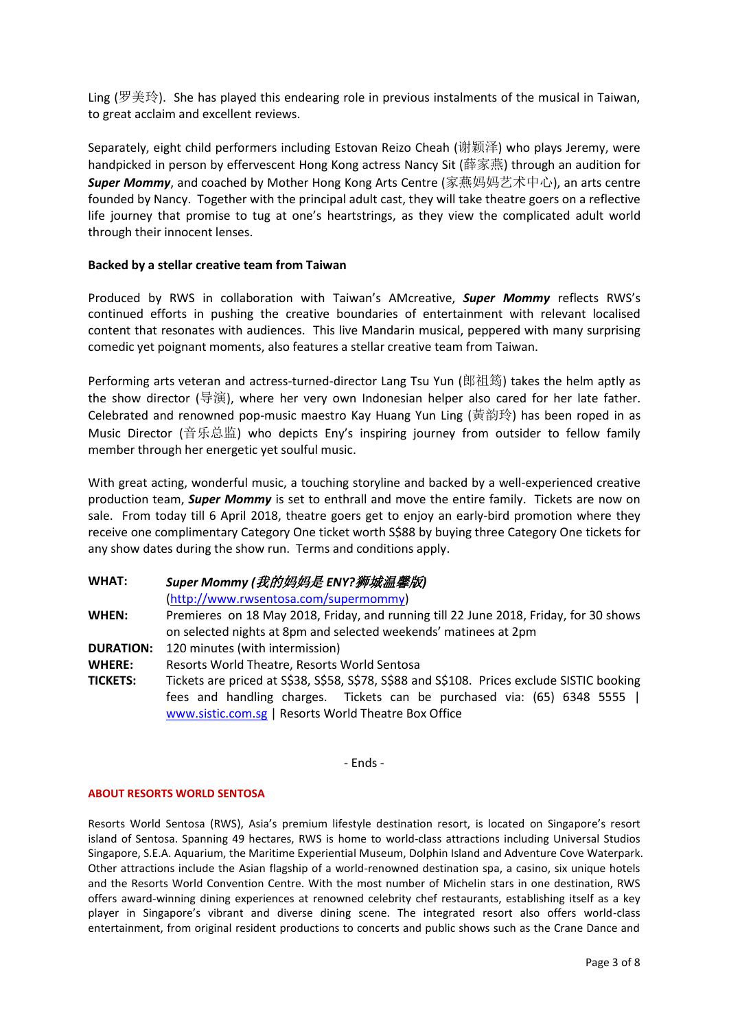Ling (罗美玲). She has played this endearing role in previous instalments of the musical in Taiwan, to great acclaim and excellent reviews.

Separately, eight child performers including Estovan Reizo Cheah (谢颖泽) who plays Jeremy, were handpicked in person by effervescent Hong Kong actress Nancy Sit (薛家燕) through an audition for ***Super Mommy***, and coached by Mother Hong Kong Arts Centre (家燕妈妈艺术中心), an arts centre founded by Nancy. Together with the principal adult cast, they will take theatre goers on a reflective life journey that promise to tug at one's heartstrings, as they view the complicated adult world through their innocent lenses.

**Backed by a stellar creative team from Taiwan**

Produced by RWS in collaboration with Taiwan's AMcreative, ***Super Mommy*** reflects RWS's continued efforts in pushing the creative boundaries of entertainment with relevant localised content that resonates with audiences. This live Mandarin musical, peppered with many surprising comedic yet poignant moments, also features a stellar creative team from Taiwan.

Performing arts veteran and actress-turned-director Lang Tsu Yun (郎祖筠) takes the helm aptly as the show director (导演), where her very own Indonesian helper also cared for her late father. Celebrated and renowned pop-music maestro Kay Huang Yun Ling (黄韵玲) has been roped in as Music Director (音乐总监) who depicts Eny's inspiring journey from outsider to fellow family member through her energetic yet soulful music.

With great acting, wonderful music, a touching storyline and backed by a well-experienced creative production team, ***Super Mommy*** is set to enthrall and move the entire family. Tickets are now on sale. From today till 6 April 2018, theatre goers get to enjoy an early-bird promotion where they receive one complimentary Category One ticket worth S$88 by buying three Category One tickets for any show dates during the show run. Terms and conditions apply.

**WHAT:** ***Super Mommy (我的妈妈是 ENY?狮城温馨版)***
(http://www.rwsentosa.com/supermommy)

**WHEN:** Premieres on 18 May 2018, Friday, and running till 22 June 2018, Friday, for 30 shows on selected nights at 8pm and selected weekends' matinees at 2pm

**DURATION:** 120 minutes (with intermission)

**WHERE:** Resorts World Theatre, Resorts World Sentosa

**TICKETS:** Tickets are priced at S$38, S$58, S$78, S$88 and S$108. Prices exclude SISTIC booking fees and handling charges. Tickets can be purchased via: (65) 6348 5555 | www.sistic.com.sg | Resorts World Theatre Box Office

- Ends -

**ABOUT RESORTS WORLD SENTOSA**

Resorts World Sentosa (RWS), Asia's premium lifestyle destination resort, is located on Singapore's resort island of Sentosa. Spanning 49 hectares, RWS is home to world-class attractions including Universal Studios Singapore, S.E.A. Aquarium, the Maritime Experiential Museum, Dolphin Island and Adventure Cove Waterpark. Other attractions include the Asian flagship of a world-renowned destination spa, a casino, six unique hotels and the Resorts World Convention Centre. With the most number of Michelin stars in one destination, RWS offers award-winning dining experiences at renowned celebrity chef restaurants, establishing itself as a key player in Singapore's vibrant and diverse dining scene. The integrated resort also offers world-class entertainment, from original resident productions to concerts and public shows such as the Crane Dance and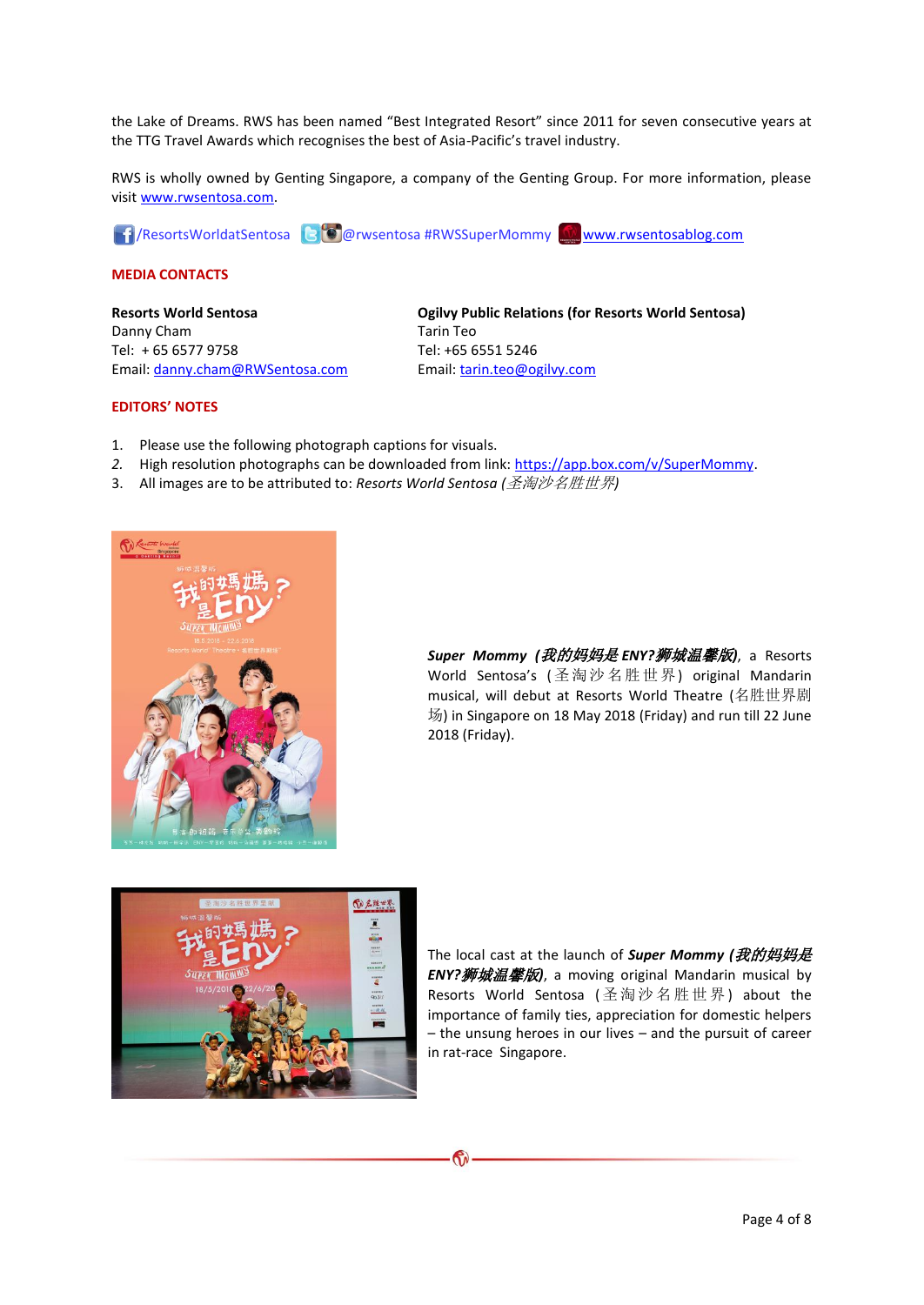the Lake of Dreams. RWS has been named "Best Integrated Resort" since 2011 for seven consecutive years at the TTG Travel Awards which recognises the best of Asia-Pacific's travel industry.

RWS is wholly owned by Genting Singapore, a company of the Genting Group. For more information, please visit www.rwsentosa.com.

/ResortsWorldatSentosa @rwsentosa #RWSSuperMommy www.rwsentosablog.com

**MEDIA CONTACTS**

**Resorts World Sentosa**
Danny Cham
Tel: + 65 6577 9758
Email: danny.cham@RWSentosa.com

**Ogilvy Public Relations (for Resorts World Sentosa)**
Tarin Teo
Tel: +65 6551 5246
Email: tarin.teo@ogilvy.com

**EDITORS' NOTES**

1. Please use the following photograph captions for visuals.
2. High resolution photographs can be downloaded from link: https://app.box.com/v/SuperMommy.
3. All images are to be attributed to: *Resorts World Sentosa (圣淘沙名胜世界)*

***Super Mommy (我的妈妈是 ENY?狮城温馨版)***, a Resorts World Sentosa's (圣淘沙名胜世界) original Mandarin musical, will debut at Resorts World Theatre (名胜世界剧场) in Singapore on 18 May 2018 (Friday) and run till 22 June 2018 (Friday).

The local cast at the launch of ***Super Mommy (我的妈妈是 ENY?狮城温馨版)***, a moving original Mandarin musical by Resorts World Sentosa (圣淘沙名胜世界) about the importance of family ties, appreciation for domestic helpers – the unsung heroes in our lives – and the pursuit of career in rat-race Singapore.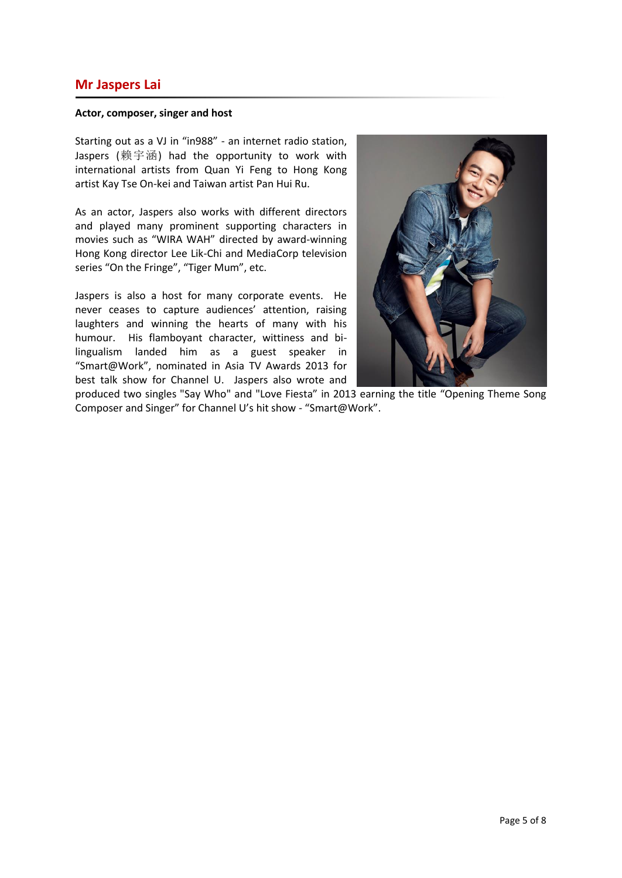## Mr Jaspers Lai

**Actor, composer, singer and host**

Starting out as a VJ in "in988" - an internet radio station, Jaspers (赖宇涵) had the opportunity to work with international artists from Quan Yi Feng to Hong Kong artist Kay Tse On-kei and Taiwan artist Pan Hui Ru.

As an actor, Jaspers also works with different directors and played many prominent supporting characters in movies such as "WIRA WAH" directed by award-winning Hong Kong director Lee Lik-Chi and MediaCorp television series "On the Fringe", "Tiger Mum", etc.

Jaspers is also a host for many corporate events. He never ceases to capture audiences' attention, raising laughters and winning the hearts of many with his humour. His flamboyant character, wittiness and bi-lingualism landed him as a guest speaker in "Smart@Work", nominated in Asia TV Awards 2013 for best talk show for Channel U. Jaspers also wrote and produced two singles "Say Who" and "Love Fiesta" in 2013 earning the title "Opening Theme Song Composer and Singer" for Channel U's hit show - "Smart@Work".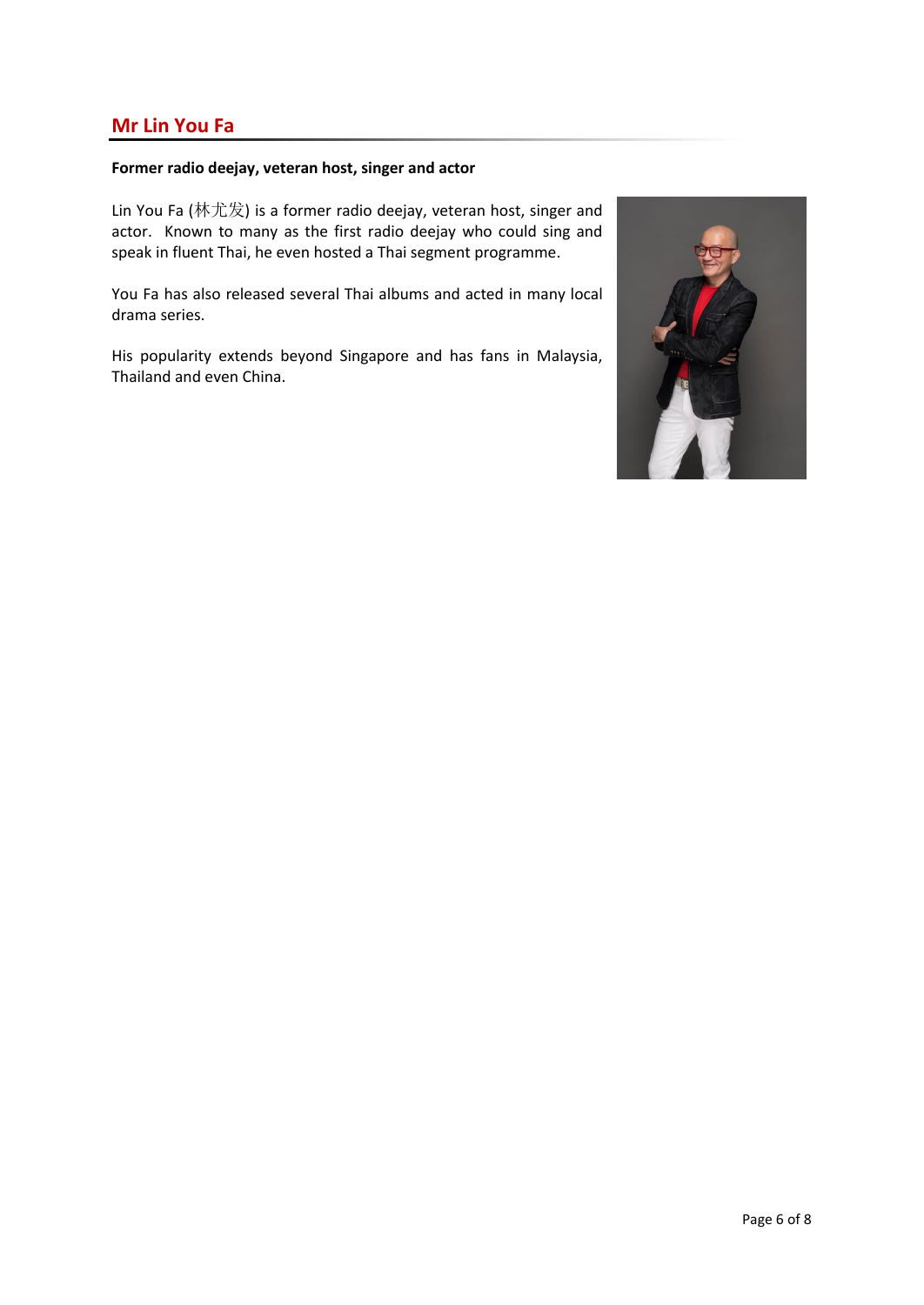## Mr Lin You Fa

**Former radio deejay, veteran host, singer and actor**

Lin You Fa (林尤发) is a former radio deejay, veteran host, singer and actor. Known to many as the first radio deejay who could sing and speak in fluent Thai, he even hosted a Thai segment programme.

You Fa has also released several Thai albums and acted in many local drama series.

His popularity extends beyond Singapore and has fans in Malaysia, Thailand and even China.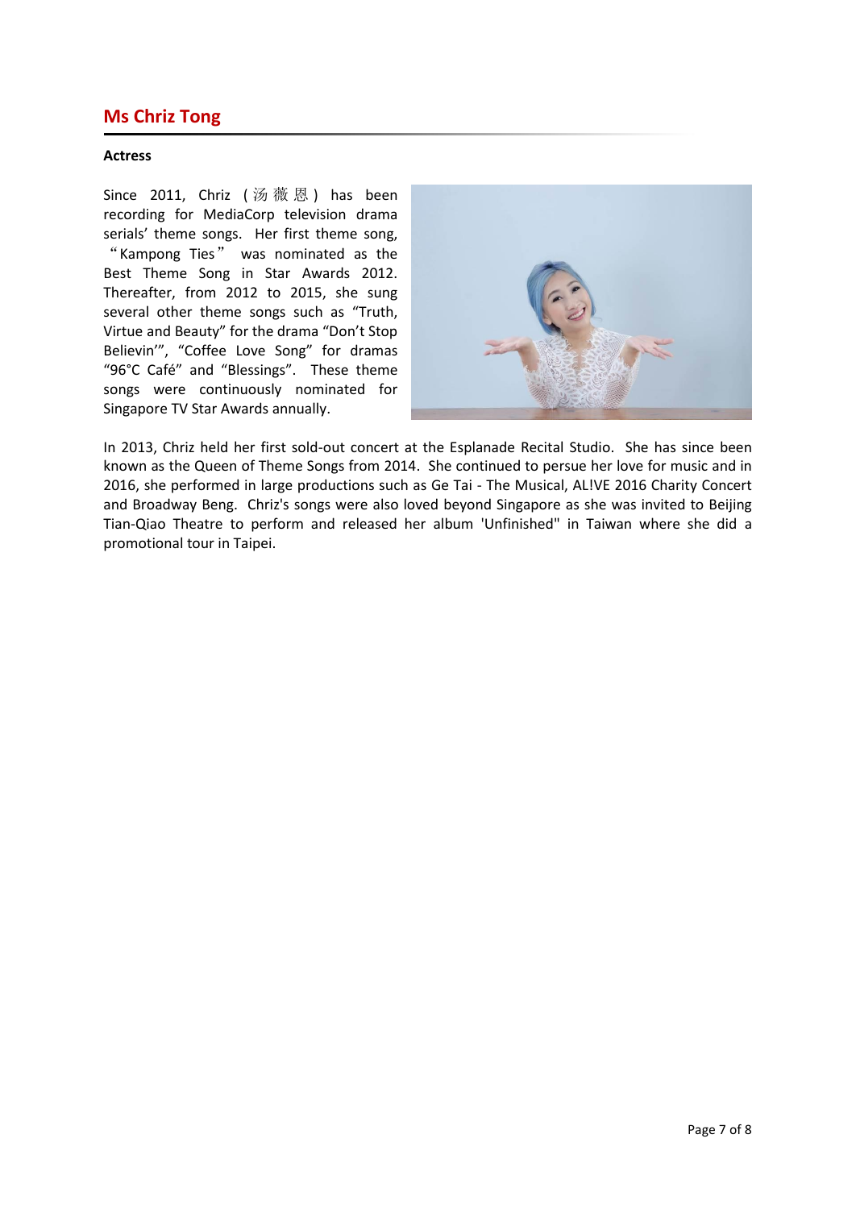## Ms Chriz Tong

**Actress**

Since 2011, Chriz (汤薇恩) has been recording for MediaCorp television drama serials' theme songs. Her first theme song, "Kampong Ties" was nominated as the Best Theme Song in Star Awards 2012. Thereafter, from 2012 to 2015, she sung several other theme songs such as "Truth, Virtue and Beauty" for the drama "Don't Stop Believin'", "Coffee Love Song" for dramas "96°C Café" and "Blessings". These theme songs were continuously nominated for Singapore TV Star Awards annually.

In 2013, Chriz held her first sold-out concert at the Esplanade Recital Studio. She has since been known as the Queen of Theme Songs from 2014. She continued to persue her love for music and in 2016, she performed in large productions such as Ge Tai - The Musical, AL!VE 2016 Charity Concert and Broadway Beng. Chriz's songs were also loved beyond Singapore as she was invited to Beijing Tian-Qiao Theatre to perform and released her album 'Unfinished" in Taiwan where she did a promotional tour in Taipei.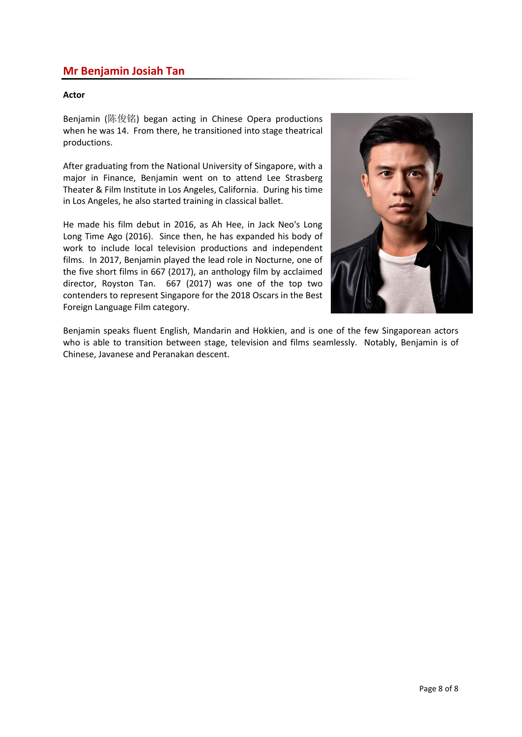## Mr Benjamin Josiah Tan

**Actor**

Benjamin (陈俊铭) began acting in Chinese Opera productions when he was 14. From there, he transitioned into stage theatrical productions.

After graduating from the National University of Singapore, with a major in Finance, Benjamin went on to attend Lee Strasberg Theater & Film Institute in Los Angeles, California. During his time in Los Angeles, he also started training in classical ballet.

He made his film debut in 2016, as Ah Hee, in Jack Neo's Long Long Time Ago (2016). Since then, he has expanded his body of work to include local television productions and independent films. In 2017, Benjamin played the lead role in Nocturne, one of the five short films in 667 (2017), an anthology film by acclaimed director, Royston Tan. 667 (2017) was one of the top two contenders to represent Singapore for the 2018 Oscars in the Best Foreign Language Film category.

Benjamin speaks fluent English, Mandarin and Hokkien, and is one of the few Singaporean actors who is able to transition between stage, television and films seamlessly. Notably, Benjamin is of Chinese, Javanese and Peranakan descent.